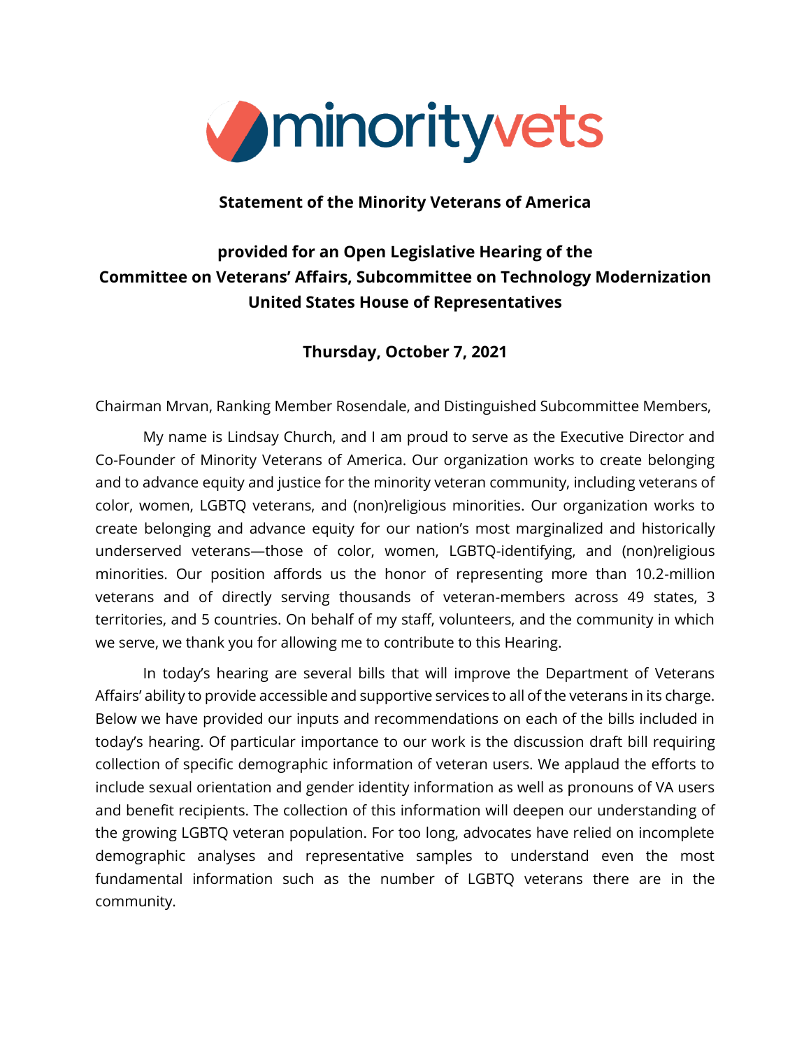minorityvets

**Statement of the Minority Veterans of America**

**provided for an Open Legislative Hearing of the Committee on Veterans' Affairs, Subcommittee on Technology Modernization United States House of Representatives**

**Thursday, October 7, 2021**

Chairman Mrvan, Ranking Member Rosendale, and Distinguished Subcommittee Members,

My name is Lindsay Church, and I am proud to serve as the Executive Director and Co-Founder of Minority Veterans of America. Our organization works to create belonging and to advance equity and justice for the minority veteran community, including veterans of color, women, LGBTQ veterans, and (non)religious minorities. Our organization works to create belonging and advance equity for our nation's most marginalized and historically underserved veterans—those of color, women, LGBTQ-identifying, and (non)religious minorities. Our position affords us the honor of representing more than 10.2-million veterans and of directly serving thousands of veteran-members across 49 states, 3 territories, and 5 countries. On behalf of my staff, volunteers, and the community in which we serve, we thank you for allowing me to contribute to this Hearing.

In today's hearing are several bills that will improve the Department of Veterans Affairs' ability to provide accessible and supportive services to all of the veterans in its charge. Below we have provided our inputs and recommendations on each of the bills included in today's hearing. Of particular importance to our work is the discussion draft bill requiring collection of specific demographic information of veteran users. We applaud the efforts to include sexual orientation and gender identity information as well as pronouns of VA users and benefit recipients. The collection of this information will deepen our understanding of the growing LGBTQ veteran population. For too long, advocates have relied on incomplete demographic analyses and representative samples to understand even the most fundamental information such as the number of LGBTQ veterans there are in the community.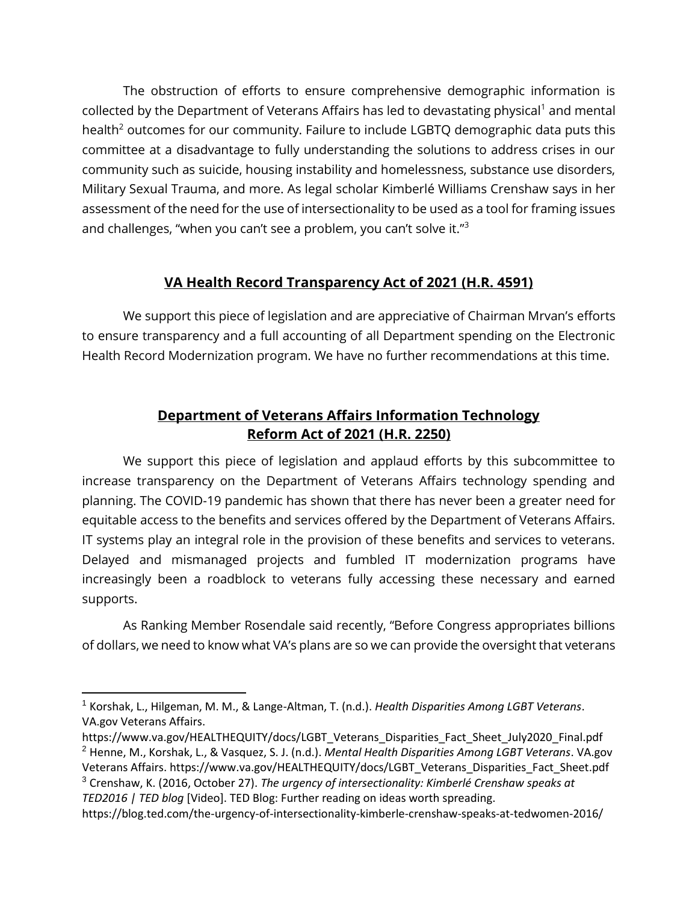The obstruction of efforts to ensure comprehensive demographic information is collected by the Department of Veterans Affairs has led to devastating physical[1] and mental health[2] outcomes for our community. Failure to include LGBTQ demographic data puts this committee at a disadvantage to fully understanding the solutions to address crises in our community such as suicide, housing instability and homelessness, substance use disorders, Military Sexual Trauma, and more. As legal scholar Kimberlé Williams Crenshaw says in her assessment of the need for the use of intersectionality to be used as a tool for framing issues and challenges, "when you can't see a problem, you can't solve it."[3]

## **VA Health Record Transparency Act of 2021 (H.R. 4591)**

We support this piece of legislation and are appreciative of Chairman Mrvan's efforts to ensure transparency and a full accounting of all Department spending on the Electronic Health Record Modernization program. We have no further recommendations at this time.

## **Department of Veterans Affairs Information Technology Reform Act of 2021 (H.R. 2250)**

We support this piece of legislation and applaud efforts by this subcommittee to increase transparency on the Department of Veterans Affairs technology spending and planning. The COVID-19 pandemic has shown that there has never been a greater need for equitable access to the benefits and services offered by the Department of Veterans Affairs. IT systems play an integral role in the provision of these benefits and services to veterans. Delayed and mismanaged projects and fumbled IT modernization programs have increasingly been a roadblock to veterans fully accessing these necessary and earned supports.

As Ranking Member Rosendale said recently, "Before Congress appropriates billions of dollars, we need to know what VA's plans are so we can provide the oversight that veterans

---

[1] Korshak, L., Hilgeman, M. M., & Lange-Altman, T. (n.d.). *Health Disparities Among LGBT Veterans*. VA.gov Veterans Affairs. https://www.va.gov/HEALTHEQUITY/docs/LGBT_Veterans_Disparities_Fact_Sheet_July2020_Final.pdf

[2] Henne, M., Korshak, L., & Vasquez, S. J. (n.d.). *Mental Health Disparities Among LGBT Veterans*. VA.gov Veterans Affairs. https://www.va.gov/HEALTHEQUITY/docs/LGBT_Veterans_Disparities_Fact_Sheet.pdf

[3] Crenshaw, K. (2016, October 27). *The urgency of intersectionality: Kimberlé Crenshaw speaks at TED2016 | TED blog* [Video]. TED Blog: Further reading on ideas worth spreading. https://blog.ted.com/the-urgency-of-intersectionality-kimberle-crenshaw-speaks-at-tedwomen-2016/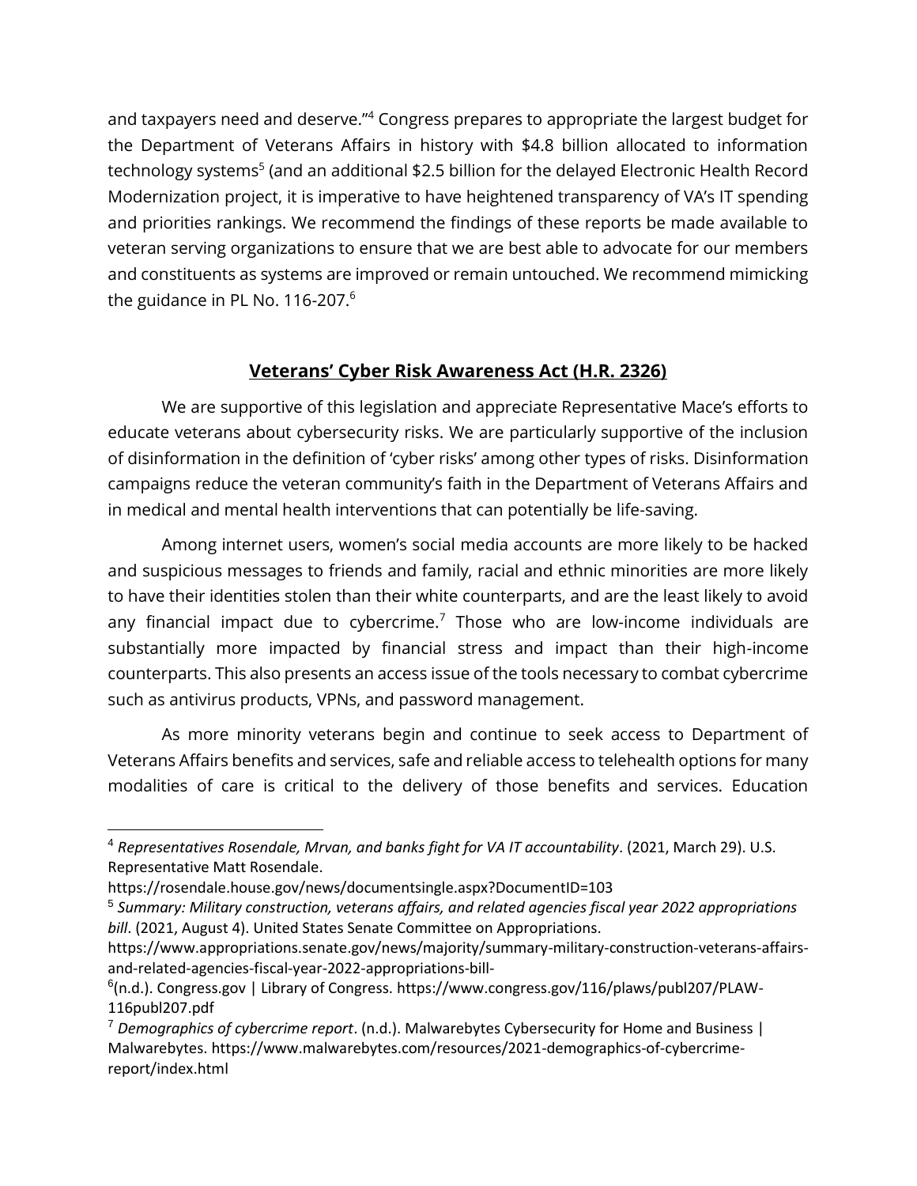and taxpayers need and deserve."[4] Congress prepares to appropriate the largest budget for the Department of Veterans Affairs in history with $4.8 billion allocated to information technology systems[5] (and an additional $2.5 billion for the delayed Electronic Health Record Modernization project, it is imperative to have heightened transparency of VA's IT spending and priorities rankings. We recommend the findings of these reports be made available to veteran serving organizations to ensure that we are best able to advocate for our members and constituents as systems are improved or remain untouched. We recommend mimicking the guidance in PL No. 116-207.[6]

## **Veterans' Cyber Risk Awareness Act (H.R. 2326)**

We are supportive of this legislation and appreciate Representative Mace's efforts to educate veterans about cybersecurity risks. We are particularly supportive of the inclusion of disinformation in the definition of 'cyber risks' among other types of risks. Disinformation campaigns reduce the veteran community's faith in the Department of Veterans Affairs and in medical and mental health interventions that can potentially be life-saving.

Among internet users, women's social media accounts are more likely to be hacked and suspicious messages to friends and family, racial and ethnic minorities are more likely to have their identities stolen than their white counterparts, and are the least likely to avoid any financial impact due to cybercrime.[7] Those who are low-income individuals are substantially more impacted by financial stress and impact than their high-income counterparts. This also presents an access issue of the tools necessary to combat cybercrime such as antivirus products, VPNs, and password management.

As more minority veterans begin and continue to seek access to Department of Veterans Affairs benefits and services, safe and reliable access to telehealth options for many modalities of care is critical to the delivery of those benefits and services. Education

---

[4] *Representatives Rosendale, Mrvan, and banks fight for VA IT accountability*. (2021, March 29). U.S. Representative Matt Rosendale. https://rosendale.house.gov/news/documentsingle.aspx?DocumentID=103

[5] *Summary: Military construction, veterans affairs, and related agencies fiscal year 2022 appropriations bill*. (2021, August 4). United States Senate Committee on Appropriations. https://www.appropriations.senate.gov/news/majority/summary-military-construction-veterans-affairs-and-related-agencies-fiscal-year-2022-appropriations-bill-

[6] (n.d.). Congress.gov | Library of Congress. https://www.congress.gov/116/plaws/publ207/PLAW-116publ207.pdf

[7] *Demographics of cybercrime report*. (n.d.). Malwarebytes Cybersecurity for Home and Business | Malwarebytes. https://www.malwarebytes.com/resources/2021-demographics-of-cybercrime-report/index.html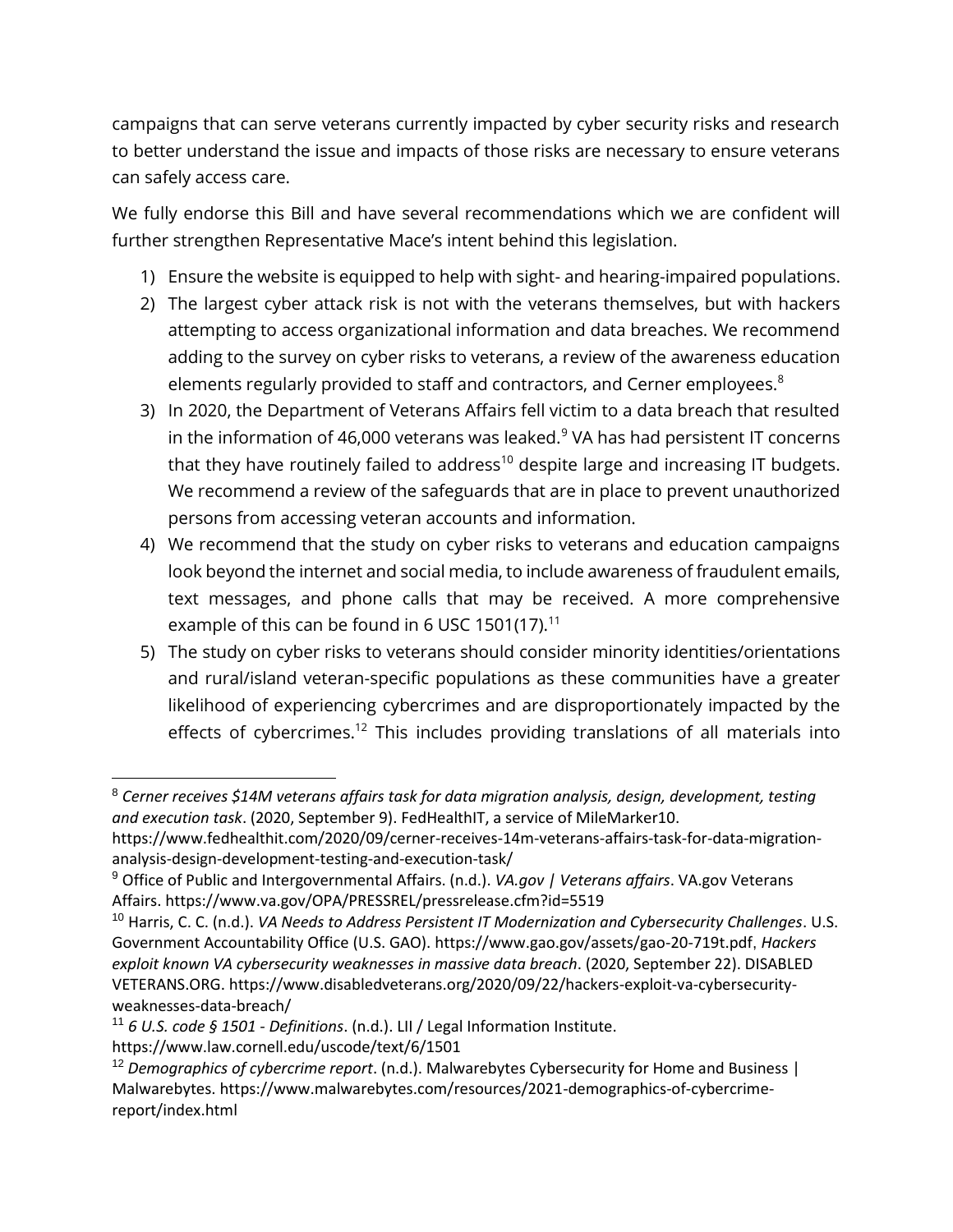campaigns that can serve veterans currently impacted by cyber security risks and research to better understand the issue and impacts of those risks are necessary to ensure veterans can safely access care.

We fully endorse this Bill and have several recommendations which we are confident will further strengthen Representative Mace's intent behind this legislation.

1) Ensure the website is equipped to help with sight- and hearing-impaired populations.
2) The largest cyber attack risk is not with the veterans themselves, but with hackers attempting to access organizational information and data breaches. We recommend adding to the survey on cyber risks to veterans, a review of the awareness education elements regularly provided to staff and contractors, and Cerner employees.[8]
3) In 2020, the Department of Veterans Affairs fell victim to a data breach that resulted in the information of 46,000 veterans was leaked.[9] VA has had persistent IT concerns that they have routinely failed to address[10] despite large and increasing IT budgets. We recommend a review of the safeguards that are in place to prevent unauthorized persons from accessing veteran accounts and information.
4) We recommend that the study on cyber risks to veterans and education campaigns look beyond the internet and social media, to include awareness of fraudulent emails, text messages, and phone calls that may be received. A more comprehensive example of this can be found in 6 USC 1501(17).[11]
5) The study on cyber risks to veterans should consider minority identities/orientations and rural/island veteran-specific populations as these communities have a greater likelihood of experiencing cybercrimes and are disproportionately impacted by the effects of cybercrimes.[12] This includes providing translations of all materials into

---

[8] *Cerner receives $14M veterans affairs task for data migration analysis, design, development, testing and execution task*. (2020, September 9). FedHealthIT, a service of MileMarker10. https://www.fedhealthit.com/2020/09/cerner-receives-14m-veterans-affairs-task-for-data-migration-analysis-design-development-testing-and-execution-task/

[9] Office of Public and Intergovernmental Affairs. (n.d.). *VA.gov | Veterans affairs*. VA.gov Veterans Affairs. https://www.va.gov/OPA/PRESSREL/pressrelease.cfm?id=5519

[10] Harris, C. C. (n.d.). *VA Needs to Address Persistent IT Modernization and Cybersecurity Challenges*. U.S. Government Accountability Office (U.S. GAO). https://www.gao.gov/assets/gao-20-719t.pdf, *Hackers exploit known VA cybersecurity weaknesses in massive data breach*. (2020, September 22). DISABLED VETERANS.ORG. https://www.disabledveterans.org/2020/09/22/hackers-exploit-va-cybersecurity-weaknesses-data-breach/

[11] *6 U.S. code § 1501 - Definitions*. (n.d.). LII / Legal Information Institute. https://www.law.cornell.edu/uscode/text/6/1501

[12] *Demographics of cybercrime report*. (n.d.). Malwarebytes Cybersecurity for Home and Business | Malwarebytes. https://www.malwarebytes.com/resources/2021-demographics-of-cybercrime-report/index.html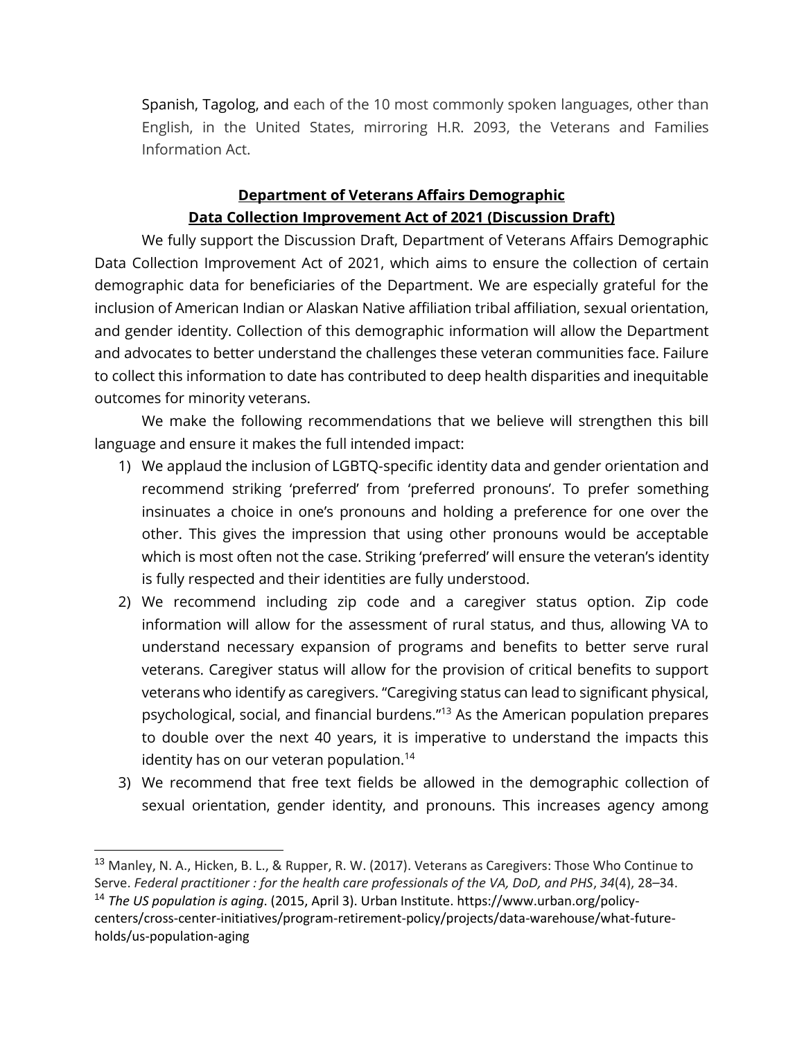Spanish, Tagolog, and each of the 10 most commonly spoken languages, other than English, in the United States, mirroring H.R. 2093, the Veterans and Families Information Act.

## **Department of Veterans Affairs Demographic Data Collection Improvement Act of 2021 (Discussion Draft)**

We fully support the Discussion Draft, Department of Veterans Affairs Demographic Data Collection Improvement Act of 2021, which aims to ensure the collection of certain demographic data for beneficiaries of the Department. We are especially grateful for the inclusion of American Indian or Alaskan Native affiliation tribal affiliation, sexual orientation, and gender identity. Collection of this demographic information will allow the Department and advocates to better understand the challenges these veteran communities face. Failure to collect this information to date has contributed to deep health disparities and inequitable outcomes for minority veterans.

We make the following recommendations that we believe will strengthen this bill language and ensure it makes the full intended impact:

1) We applaud the inclusion of LGBTQ-specific identity data and gender orientation and recommend striking 'preferred' from 'preferred pronouns'. To prefer something insinuates a choice in one's pronouns and holding a preference for one over the other. This gives the impression that using other pronouns would be acceptable which is most often not the case. Striking 'preferred' will ensure the veteran's identity is fully respected and their identities are fully understood.
2) We recommend including zip code and a caregiver status option. Zip code information will allow for the assessment of rural status, and thus, allowing VA to understand necessary expansion of programs and benefits to better serve rural veterans. Caregiver status will allow for the provision of critical benefits to support veterans who identify as caregivers. "Caregiving status can lead to significant physical, psychological, social, and financial burdens."[13] As the American population prepares to double over the next 40 years, it is imperative to understand the impacts this identity has on our veteran population.[14]
3) We recommend that free text fields be allowed in the demographic collection of sexual orientation, gender identity, and pronouns. This increases agency among

---

[13] Manley, N. A., Hicken, B. L., & Rupper, R. W. (2017). Veterans as Caregivers: Those Who Continue to Serve. *Federal practitioner : for the health care professionals of the VA, DoD, and PHS*, *34*(4), 28–34.

[14] *The US population is aging*. (2015, April 3). Urban Institute. https://www.urban.org/policy-centers/cross-center-initiatives/program-retirement-policy/projects/data-warehouse/what-future-holds/us-population-aging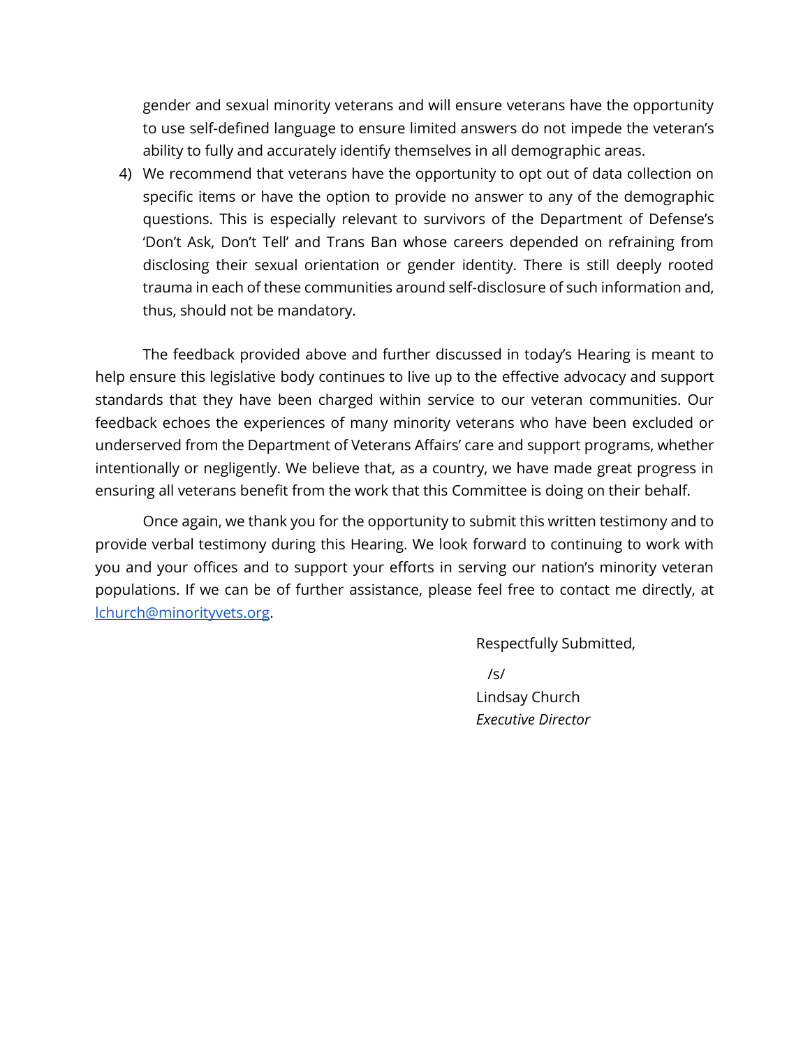gender and sexual minority veterans and will ensure veterans have the opportunity to use self-defined language to ensure limited answers do not impede the veteran's ability to fully and accurately identify themselves in all demographic areas.

4) We recommend that veterans have the opportunity to opt out of data collection on specific items or have the option to provide no answer to any of the demographic questions. This is especially relevant to survivors of the Department of Defense's 'Don't Ask, Don't Tell' and Trans Ban whose careers depended on refraining from disclosing their sexual orientation or gender identity. There is still deeply rooted trauma in each of these communities around self-disclosure of such information and, thus, should not be mandatory.

The feedback provided above and further discussed in today's Hearing is meant to help ensure this legislative body continues to live up to the effective advocacy and support standards that they have been charged within service to our veteran communities. Our feedback echoes the experiences of many minority veterans who have been excluded or underserved from the Department of Veterans Affairs' care and support programs, whether intentionally or negligently. We believe that, as a country, we have made great progress in ensuring all veterans benefit from the work that this Committee is doing on their behalf.

Once again, we thank you for the opportunity to submit this written testimony and to provide verbal testimony during this Hearing. We look forward to continuing to work with you and your offices and to support your efforts in serving our nation's minority veteran populations. If we can be of further assistance, please feel free to contact me directly, at lchurch@minorityvets.org.

Respectfully Submitted,

/s/
Lindsay Church
*Executive Director*